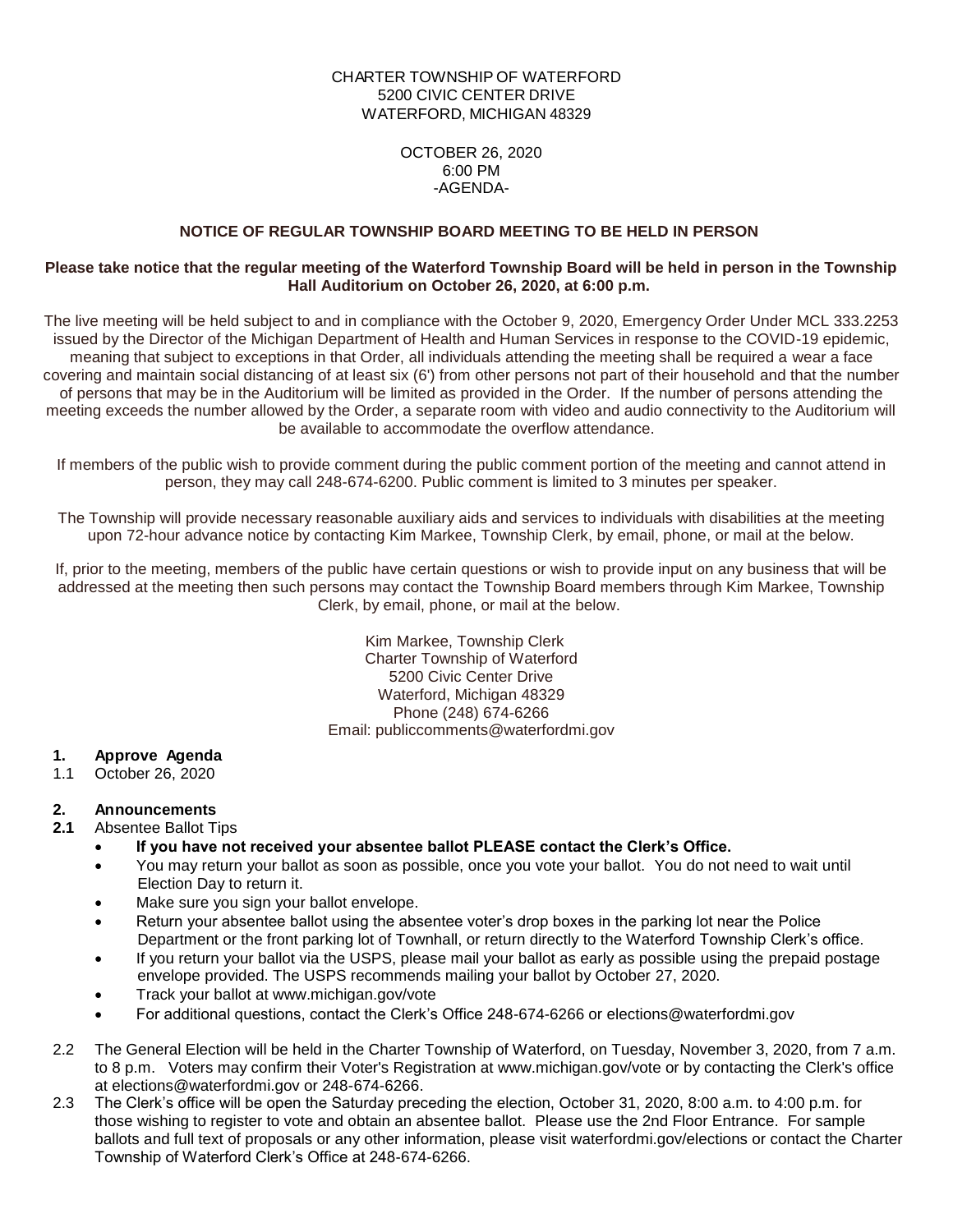CHARTER TOWNSHIP OF WATERFORD
5200 CIVIC CENTER DRIVE
WATERFORD, MICHIGAN 48329

OCTOBER 26, 2020
6:00 PM
-AGENDA-

**NOTICE OF REGULAR TOWNSHIP BOARD MEETING TO BE HELD IN PERSON**

**Please take notice that the regular meeting of the Waterford Township Board will be held in person in the Township Hall Auditorium on October 26, 2020, at 6:00 p.m.**

The live meeting will be held subject to and in compliance with the October 9, 2020, Emergency Order Under MCL 333.2253 issued by the Director of the Michigan Department of Health and Human Services in response to the COVID-19 epidemic, meaning that subject to exceptions in that Order, all individuals attending the meeting shall be required a wear a face covering and maintain social distancing of at least six (6') from other persons not part of their household and that the number of persons that may be in the Auditorium will be limited as provided in the Order. If the number of persons attending the meeting exceeds the number allowed by the Order, a separate room with video and audio connectivity to the Auditorium will be available to accommodate the overflow attendance.

If members of the public wish to provide comment during the public comment portion of the meeting and cannot attend in person, they may call 248-674-6200. Public comment is limited to 3 minutes per speaker.

The Township will provide necessary reasonable auxiliary aids and services to individuals with disabilities at the meeting upon 72-hour advance notice by contacting Kim Markee, Township Clerk, by email, phone, or mail at the below.

If, prior to the meeting, members of the public have certain questions or wish to provide input on any business that will be addressed at the meeting then such persons may contact the Township Board members through Kim Markee, Township Clerk, by email, phone, or mail at the below.

Kim Markee, Township Clerk
Charter Township of Waterford
5200 Civic Center Drive
Waterford, Michigan 48329
Phone (248) 674-6266
Email: publiccomments@waterfordmi.gov

**1. Approve Agenda**

1.1 October 26, 2020

**2. Announcements**

**2.1** Absentee Ballot Tips

- **If you have not received your absentee ballot PLEASE contact the Clerk's Office.**
- You may return your ballot as soon as possible, once you vote your ballot. You do not need to wait until Election Day to return it.
- Make sure you sign your ballot envelope.
- Return your absentee ballot using the absentee voter's drop boxes in the parking lot near the Police Department or the front parking lot of Townhall, or return directly to the Waterford Township Clerk's office.
- If you return your ballot via the USPS, please mail your ballot as early as possible using the prepaid postage envelope provided. The USPS recommends mailing your ballot by October 27, 2020.
- Track your ballot at www.michigan.gov/vote
- For additional questions, contact the Clerk's Office 248-674-6266 or elections@waterfordmi.gov

2.2 The General Election will be held in the Charter Township of Waterford, on Tuesday, November 3, 2020, from 7 a.m. to 8 p.m. Voters may confirm their Voter's Registration at www.michigan.gov/vote or by contacting the Clerk's office at elections@waterfordmi.gov or 248-674-6266.

2.3 The Clerk's office will be open the Saturday preceding the election, October 31, 2020, 8:00 a.m. to 4:00 p.m. for those wishing to register to vote and obtain an absentee ballot. Please use the 2nd Floor Entrance. For sample ballots and full text of proposals or any other information, please visit waterfordmi.gov/elections or contact the Charter Township of Waterford Clerk's Office at 248-674-6266.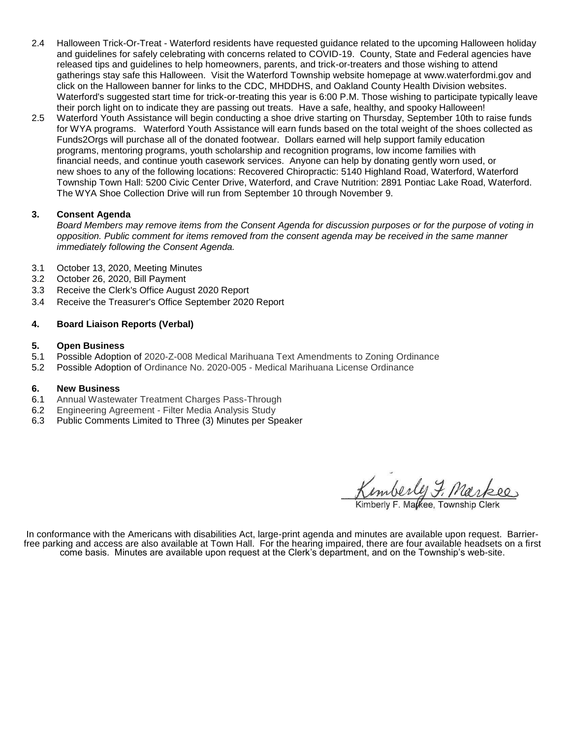2.4 Halloween Trick-Or-Treat - Waterford residents have requested guidance related to the upcoming Halloween holiday and guidelines for safely celebrating with concerns related to COVID-19. County, State and Federal agencies have released tips and guidelines to help homeowners, parents, and trick-or-treaters and those wishing to attend gatherings stay safe this Halloween. Visit the Waterford Township website homepage at www.waterfordmi.gov and click on the Halloween banner for links to the CDC, MHDDHS, and Oakland County Health Division websites. Waterford's suggested start time for trick-or-treating this year is 6:00 P.M. Those wishing to participate typically leave their porch light on to indicate they are passing out treats. Have a safe, healthy, and spooky Halloween!

2.5 Waterford Youth Assistance will begin conducting a shoe drive starting on Thursday, September 10th to raise funds for WYA programs. Waterford Youth Assistance will earn funds based on the total weight of the shoes collected as Funds2Orgs will purchase all of the donated footwear. Dollars earned will help support family education programs, mentoring programs, youth scholarship and recognition programs, low income families with financial needs, and continue youth casework services. Anyone can help by donating gently worn used, or new shoes to any of the following locations: Recovered Chiropractic: 5140 Highland Road, Waterford, Waterford Township Town Hall: 5200 Civic Center Drive, Waterford, and Crave Nutrition: 2891 Pontiac Lake Road, Waterford. The WYA Shoe Collection Drive will run from September 10 through November 9.

## 3. Consent Agenda

*Board Members may remove items from the Consent Agenda for discussion purposes or for the purpose of voting in opposition. Public comment for items removed from the consent agenda may be received in the same manner immediately following the Consent Agenda.*

3.1 October 13, 2020, Meeting Minutes
3.2 October 26, 2020, Bill Payment
3.3 Receive the Clerk's Office August 2020 Report
3.4 Receive the Treasurer's Office September 2020 Report

## 4. Board Liaison Reports (Verbal)

## 5. Open Business

5.1 Possible Adoption of 2020-Z-008 Medical Marihuana Text Amendments to Zoning Ordinance
5.2 Possible Adoption of Ordinance No. 2020-005 - Medical Marihuana License Ordinance

## 6. New Business

6.1 Annual Wastewater Treatment Charges Pass-Through
6.2 Engineering Agreement - Filter Media Analysis Study
6.3 Public Comments Limited to Three (3) Minutes per Speaker

Kimberly F. Markee

Kimberly F. Markee, Township Clerk

In conformance with the Americans with disabilities Act, large-print agenda and minutes are available upon request. Barrier-free parking and access are also available at Town Hall. For the hearing impaired, there are four available headsets on a first come basis. Minutes are available upon request at the Clerk's department, and on the Township's web-site.